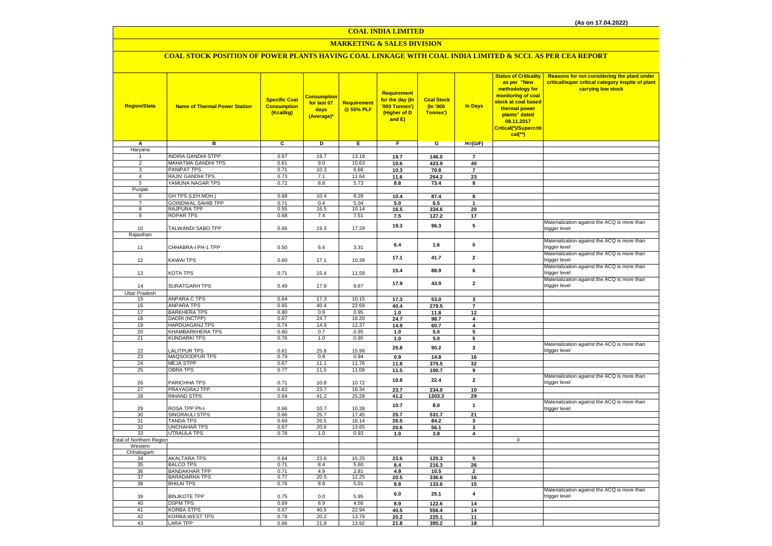(As on 17.04.2022)

# COAL INDIA LIMITED

## MARKETING & SALES DIVISION

### COAL STOCK POSITION OF POWER PLANTS HAVING COAL LINKAGE WITH COAL INDIA LIMITED & SCCL AS PER CEA REPORT

| Region/State | Name of Thermal Power Station | Specific Coal Consumption (Kcal/kg) | Consumption for last 07 days (Average)* | Requirement @ 55% PLF | Requirement for the day (In '000 Tonnes') (Higher of D and E) | Coal Stock (In '000 Tonnes') | In Days | Status of Criticality as per "New methodology for monitoring of coal stock at coal based thermal power plants" dated 08.11.2017 Critical(*)/Supercritical(**) | Reasons for not considering the plant under critical/super critical category inspite of plant carrying low stock |
|---|---|---|---|---|---|---|---|---|---|
| A | B | C | D | E | F | G | H=(G/F) | | |
| Haryana | | | | | | | | | |
| 1 | INDIRA GANDHI STPP | 0.67 | 19.7 | 13.19 | 19.7 | 146.0 | 7 | | |
| 2 | MAHATMA GANDHI TPS | 0.61 | 9.0 | 10.63 | 10.6 | 423.9 | 40 | | |
| 3 | PANIPAT TPS | 0.71 | 10.3 | 6.68 | 10.3 | 70.8 | 7 | | |
| 4 | RAJIV GANDHI TPS | 0.73 | 7.1 | 11.64 | 11.6 | 264.2 | 23 | | |
| 5 | YAMUNA NAGAR TPS | 0.72 | 8.8 | 5.73 | 8.8 | 73.4 | 8 | | |
| Punjab | | | | | | | | | |
| 6 | GH TPS (LEH.MOH.) | 0.68 | 10.4 | 8.28 | 10.4 | 87.4 | 8 | | |
| 7 | GOINDWAL SAHIB TPP | 0.71 | 0.4 | 5.04 | 5.0 | 6.5 | 1 | | |
| 8 | RAJPURA TPP | 0.55 | 16.5 | 10.14 | 16.5 | 334.6 | 20 | | |
| 9 | ROPAR TPS | 0.68 | 7.4 | 7.51 | 7.5 | 127.2 | 17 | | |
| 10 | TALWANDI SABO TPP | 0.66 | 19.3 | 17.29 | 19.3 | 96.3 | 5 | | Materialization against the ACQ is more than trigger level |
| Rajasthan | | | | | | | | | |
| 11 | CHHABRA-I PH-1 TPP | 0.50 | 6.4 | 3.31 | 6.4 | 1.6 | 0 | | Materialization against the ACQ is more than trigger level |
| 12 | KAWAI TPS | 0.60 | 17.1 | 10.39 | 17.1 | 41.7 | 2 | | Materialization against the ACQ is more than trigger level |
| 13 | KOTA TPS | 0.71 | 15.4 | 11.59 | 15.4 | 88.9 | 6 | | Materialization against the ACQ is more than trigger level |
| 14 | SURATGARH TPS | 0.49 | 17.9 | 9.67 | 17.9 | 43.9 | 2 | | Materialization against the ACQ is more than trigger level |
| Uttar Pradesh | | | | | | | | | |
| 15 | ANPARA C TPS | 0.64 | 17.3 | 10.15 | 17.3 | 53.0 | 3 | | |
| 16 | ANPARA TPS | 0.65 | 40.4 | 22.69 | 40.4 | 279.5 | 7 | | |
| 17 | BARKHERA TPS | 0.80 | 0.9 | 0.95 | 1.0 | 11.8 | 12 | | |
| 18 | DADRI (NCTPP) | 0.67 | 24.7 | 16.20 | 24.7 | 98.7 | 4 | | |
| 19 | HARDUAGANJ TPS | 0.74 | 14.9 | 12.37 | 14.9 | 60.7 | 4 | | |
| 20 | KHAMBARKHERA TPS | 0.80 | 0.7 | 0.95 | 1.0 | 5.0 | 5 | | |
| 21 | KUNDARKI TPS | 0.76 | 1.0 | 0.90 | 1.0 | 5.0 | 5 | | |
| 22 | LALITPUR TPS | 0.61 | 25.8 | 15.99 | 25.8 | 90.2 | 3 | | Materialization against the ACQ is more than trigger level |
| 23 | MAQSOODPUR TPS | 0.79 | 0.8 | 0.94 | 0.9 | 14.8 | 16 | | |
| 24 | MEJA STPP | 0.67 | 11.1 | 11.76 | 11.8 | 375.5 | 32 | | |
| 25 | OBRA TPS | 0.77 | 11.5 | 11.09 | 11.5 | 100.7 | 9 | | |
| 26 | PARICHHA TPS | 0.71 | 10.8 | 10.72 | 10.8 | 22.4 | 2 | | Materialization against the ACQ is more than trigger level |
| 27 | PRAYAGRAJ TPP | 0.63 | 23.7 | 16.34 | 23.7 | 234.0 | 10 | | |
| 28 | RIHAND STPS | 0.64 | 41.2 | 25.28 | 41.2 | 1203.3 | 29 | | |
| 29 | ROSA TPP Ph-I | 0.66 | 10.7 | 10.39 | 10.7 | 8.0 | 1 | | Materialization against the ACQ is more than trigger level |
| 30 | SINGRAULI STPS | 0.66 | 25.7 | 17.45 | 25.7 | 531.7 | 21 | | |
| 31 | TANDA TPS | 0.69 | 26.5 | 16.14 | 26.5 | 84.2 | 3 | | |
| 32 | UNCHAHAR TPS | 0.67 | 20.6 | 13.65 | 20.6 | 56.1 | 3 | | |
| 33 | UTRAULA TPS | 0.78 | 1.0 | 0.93 | 1.0 | 3.8 | 4 | | |
| Total of Northern Region | | | | | | | | 0 | |
| Western | | | | | | | | | |
| Chhatisgarh | | | | | | | | | |
| 34 | AKALTARA TPS | 0.64 | 23.6 | 15.25 | 23.6 | 125.3 | 5 | | |
| 35 | BALCO TPS | 0.71 | 8.4 | 5.60 | 8.4 | 216.3 | 26 | | |
| 36 | BANDAKHAR TPP | 0.71 | 4.9 | 2.81 | 4.9 | 10.5 | 2 | | |
| 37 | BARADARHA TPS | 0.77 | 20.5 | 12.25 | 20.5 | 336.6 | 16 | | |
| 38 | BHILAI TPS | 0.76 | 8.8 | 5.01 | 8.8 | 133.6 | 15 | | |
| 39 | BINJKOTE TPP | 0.75 | 0.0 | 5.95 | 6.0 | 25.1 | 4 | | Materialization against the ACQ is more than trigger level |
| 40 | DSPM TPS | 0.69 | 8.9 | 4.56 | 8.9 | 122.6 | 14 | | |
| 41 | KORBA STPS | 0.67 | 40.5 | 22.94 | 40.5 | 556.4 | 14 | | |
| 42 | KORBA-WEST TPS | 0.78 | 20.2 | 13.79 | 20.2 | 225.1 | 11 | | |
| 43 | LARA TPP | 0.66 | 21.8 | 13.92 | 21.8 | 385.2 | 18 | | |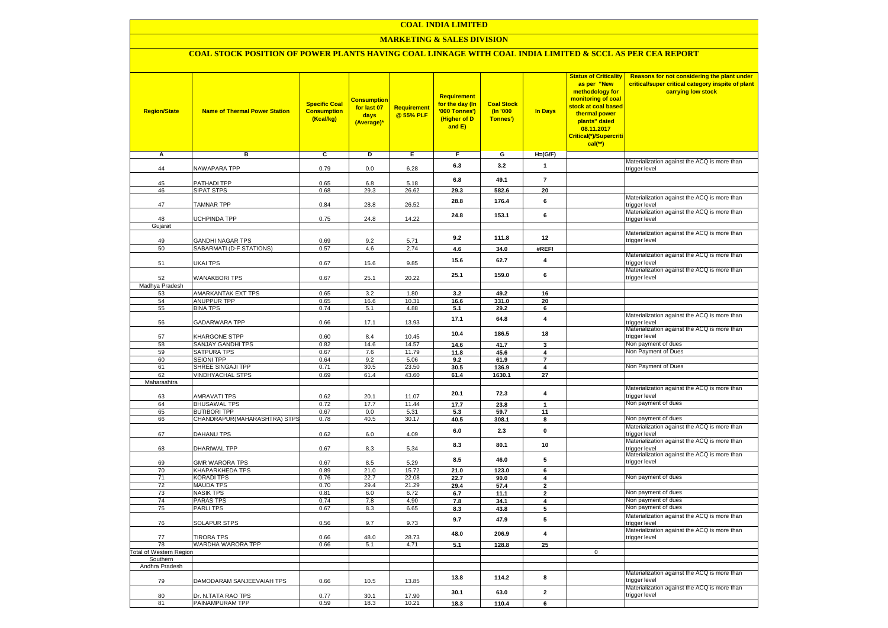# COAL INDIA LIMITED

## MARKETING & SALES DIVISION

### COAL STOCK POSITION OF POWER PLANTS HAVING COAL LINKAGE WITH COAL INDIA LIMITED & SCCL AS PER CEA REPORT

| Region/State | Name of Thermal Power Station | Specific Coal Consumption (Kcal/kg) | Consumption for last 07 days (Average)* | Requirement @ 55% PLF | Requirement for the day (In '000 Tonnes') (Higher of D and E) | Coal Stock (In '000 Tonnes') | In Days | Status of Criticality as per "New methodology for monitoring of coal stock at coal based thermal power plants" dated 08.11.2017 Critical(*)/Supercritical(**) | Reasons for not considering the plant under critical/super critical category inspite of plant carrying low stock |
|---|---|---|---|---|---|---|---|---|---|
| A | B | C | D | E | F | G | H=(G/F) | | |
| 44 | NAWAPARA TPP | 0.79 | 0.0 | 6.28 | 6.3 | 3.2 | 1 | | Materialization against the ACQ is more than trigger level |
| 45 | PATHADI TPP | 0.65 | 6.8 | 5.18 | 6.8 | 49.1 | 7 | | |
| 46 | SIPAT STPS | 0.68 | 29.3 | 26.62 | 29.3 | 582.6 | 20 | | |
| 47 | TAMNAR TPP | 0.84 | 28.8 | 26.52 | 28.8 | 176.4 | 6 | | Materialization against the ACQ is more than trigger level |
| 48 | UCHPINDA TPP | 0.75 | 24.8 | 14.22 | 24.8 | 153.1 | 6 | | Materialization against the ACQ is more than trigger level |
| Gujarat | | | | | | | | | |
| 49 | GANDHI NAGAR TPS | 0.69 | 9.2 | 5.71 | 9.2 | 111.8 | 12 | | Materialization against the ACQ is more than trigger level |
| 50 | SABARMATI (D-F STATIONS) | 0.57 | 4.6 | 2.74 | 4.6 | 34.0 | #REF! | | |
| 51 | UKAI TPS | 0.67 | 15.6 | 9.85 | 15.6 | 62.7 | 4 | | Materialization against the ACQ is more than trigger level |
| 52 | WANAKBORI TPS | 0.67 | 25.1 | 20.22 | 25.1 | 159.0 | 6 | | Materialization against the ACQ is more than trigger level |
| Madhya Pradesh | | | | | | | | | |
| 53 | AMARKANTAK EXT TPS | 0.65 | 3.2 | 1.80 | 3.2 | 49.2 | 16 | | |
| 54 | ANUPPUR TPP | 0.65 | 16.6 | 10.31 | 16.6 | 331.0 | 20 | | |
| 55 | BINA TPS | 0.74 | 5.1 | 4.88 | 5.1 | 29.2 | 6 | | |
| 56 | GADARWARA TPP | 0.66 | 17.1 | 13.93 | 17.1 | 64.8 | 4 | | Materialization against the ACQ is more than trigger level |
| 57 | KHARGONE STPP | 0.60 | 8.4 | 10.45 | 10.4 | 186.5 | 18 | | Materialization against the ACQ is more than trigger level |
| 58 | SANJAY GANDHI TPS | 0.82 | 14.6 | 14.57 | 14.6 | 41.7 | 3 | | Non payment of dues |
| 59 | SATPURA TPS | 0.67 | 7.6 | 11.79 | 11.8 | 45.6 | 4 | | Non Payment of Dues |
| 60 | SEIONI TPP | 0.64 | 9.2 | 5.06 | 9.2 | 61.9 | 7 | | |
| 61 | SHREE SINGAJI TPP | 0.71 | 30.5 | 23.50 | 30.5 | 136.9 | 4 | | Non Payment of Dues |
| 62 | VINDHYACHAL STPS | 0.69 | 61.4 | 43.60 | 61.4 | 1630.1 | 27 | | |
| Maharashtra | | | | | | | | | |
| 63 | AMRAVATI TPS | 0.62 | 20.1 | 11.07 | 20.1 | 72.3 | 4 | | Materialization against the ACQ is more than trigger level |
| 64 | BHUSAWAL TPS | 0.72 | 17.7 | 11.44 | 17.7 | 23.8 | 1 | | Non payment of dues |
| 65 | BUTIBORI TPP | 0.67 | 0.0 | 5.31 | 5.3 | 59.7 | 11 | | |
| 66 | CHANDRAPUR(MAHARASHTRA) STPS | 0.78 | 40.5 | 30.17 | 40.5 | 308.1 | 8 | | Non payment of dues |
| 67 | DAHANU TPS | 0.62 | 6.0 | 4.09 | 6.0 | 2.3 | 0 | | Materialization against the ACQ is more than trigger level |
| 68 | DHARIWAL TPP | 0.67 | 8.3 | 5.34 | 8.3 | 80.1 | 10 | | Materialization against the ACQ is more than trigger level |
| 69 | GMR WARORA TPS | 0.67 | 8.5 | 5.29 | 8.5 | 46.0 | 5 | | Materialization against the ACQ is more than trigger level |
| 70 | KHAPARKHEDA TPS | 0.89 | 21.0 | 15.72 | 21.0 | 123.0 | 6 | | |
| 71 | KORADI TPS | 0.76 | 22.7 | 22.08 | 22.7 | 90.0 | 4 | | Non payment of dues |
| 72 | MAUDA TPS | 0.70 | 29.4 | 21.29 | 29.4 | 57.4 | 2 | | |
| 73 | NASIK TPS | 0.81 | 6.0 | 6.72 | 6.7 | 11.1 | 2 | | Non payment of dues |
| 74 | PARAS TPS | 0.74 | 7.8 | 4.90 | 7.8 | 34.1 | 4 | | Non payment of dues |
| 75 | PARLI TPS | 0.67 | 8.3 | 6.65 | 8.3 | 43.8 | 5 | | Non payment of dues |
| 76 | SOLAPUR STPS | 0.56 | 9.7 | 9.73 | 9.7 | 47.9 | 5 | | Materialization against the ACQ is more than trigger level |
| 77 | TIRORA TPS | 0.66 | 48.0 | 28.73 | 48.0 | 206.9 | 4 | | Materialization against the ACQ is more than trigger level |
| 78 | WARDHA WARORA TPP | 0.66 | 5.1 | 4.71 | 5.1 | 128.8 | 25 | | |
| Total of Western Region | | | | | | | | 0 | |
| Southern | | | | | | | | | |
| Andhra Pradesh | | | | | | | | | |
| 79 | DAMODARAM SANJEEVAIAH TPS | 0.66 | 10.5 | 13.85 | 13.8 | 114.2 | 8 | | Materialization against the ACQ is more than trigger level |
| 80 | Dr. N.TATA RAO TPS | 0.77 | 30.1 | 17.90 | 30.1 | 63.0 | 2 | | Materialization against the ACQ is more than trigger level |
| 81 | PAINAMPURAM TPP | 0.59 | 18.3 | 10.21 | 18.3 | 110.4 | 6 | | |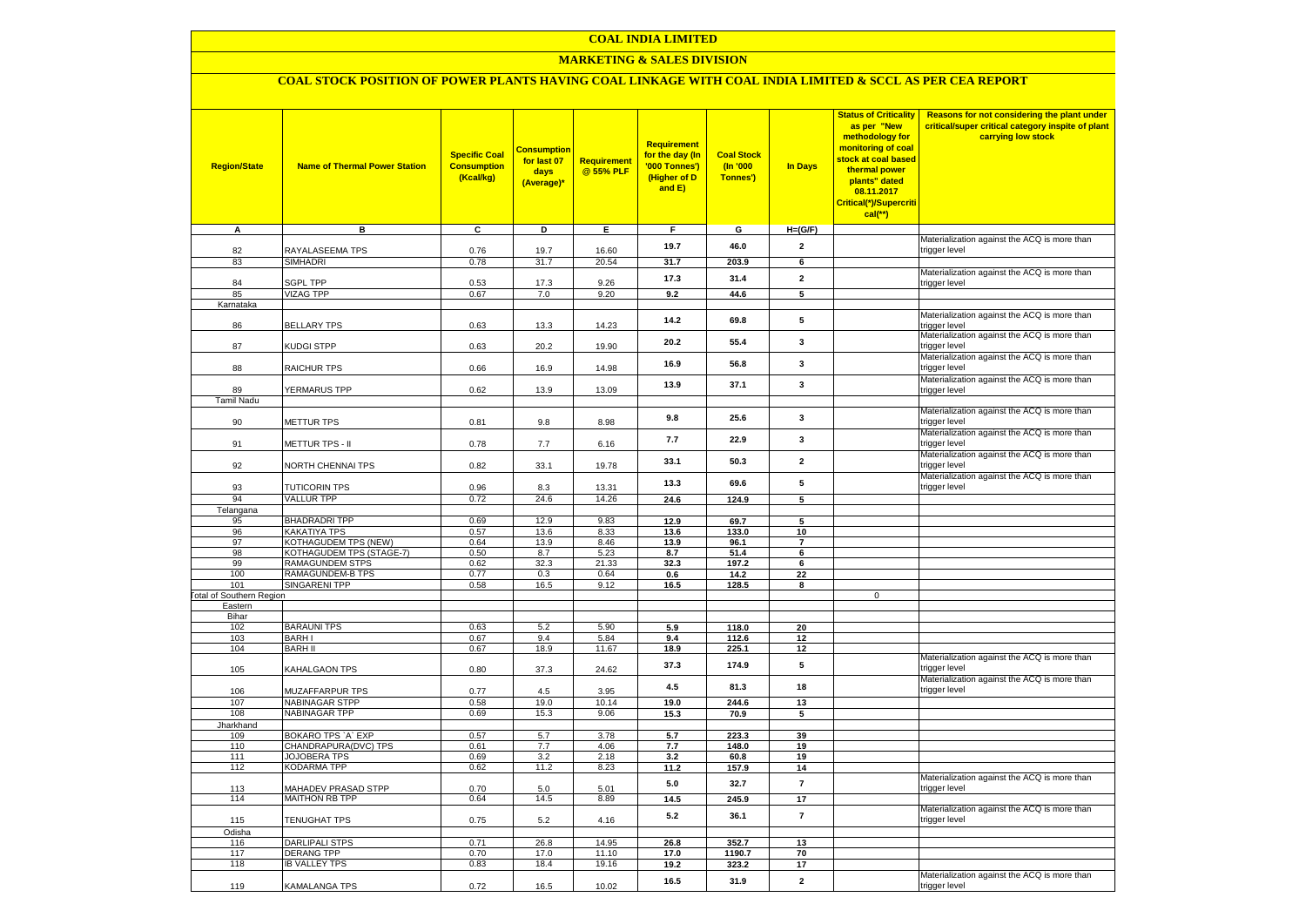# COAL INDIA LIMITED

## MARKETING & SALES DIVISION

### COAL STOCK POSITION OF POWER PLANTS HAVING COAL LINKAGE WITH COAL INDIA LIMITED & SCCL AS PER CEA REPORT

| Region/State | Name of Thermal Power Station | Specific Coal Consumption (Kcal/kg) | Consumption for last 07 days (Average)* | Requirement @ 55% PLF | Requirement for the day (In '000 Tonnes') (Higher of D and E) | Coal Stock (In '000 Tonnes') | In Days | Status of Criticality as per "New methodology for monitoring of coal stock at coal based thermal power plants" dated 08.11.2017 Critical(*)/Supercritical(**) | Reasons for not considering the plant under critical/super critical category inspite of plant carrying low stock |
|---|---|---|---|---|---|---|---|---|---|
| A | B | C | D | E | F | G | H=(G/F) | | |
| 82 | RAYALASEEMA TPS | 0.76 | 19.7 | 16.60 | 19.7 | 46.0 | 2 | | Materialization against the ACQ is more than trigger level |
| 83 | SIMHADRI | 0.78 | 31.7 | 20.54 | 31.7 | 203.9 | 6 | | |
| 84 | SGPL TPP | 0.53 | 17.3 | 9.26 | 17.3 | 31.4 | 2 | | Materialization against the ACQ is more than trigger level |
| 85 | VIZAG TPP | 0.67 | 7.0 | 9.20 | 9.2 | 44.6 | 5 | | |
| Karnataka | | | | | | | | | |
| 86 | BELLARY TPS | 0.63 | 13.3 | 14.23 | 14.2 | 69.8 | 5 | | Materialization against the ACQ is more than trigger level |
| 87 | KUDGI STPP | 0.63 | 20.2 | 19.90 | 20.2 | 55.4 | 3 | | Materialization against the ACQ is more than trigger level |
| 88 | RAICHUR TPS | 0.66 | 16.9 | 14.98 | 16.9 | 56.8 | 3 | | Materialization against the ACQ is more than trigger level |
| 89 | YERMARUS TPP | 0.62 | 13.9 | 13.09 | 13.9 | 37.1 | 3 | | Materialization against the ACQ is more than trigger level |
| Tamil Nadu | | | | | | | | | |
| 90 | METTUR TPS | 0.81 | 9.8 | 8.98 | 9.8 | 25.6 | 3 | | Materialization against the ACQ is more than trigger level |
| 91 | METTUR TPS - II | 0.78 | 7.7 | 6.16 | 7.7 | 22.9 | 3 | | Materialization against the ACQ is more than trigger level |
| 92 | NORTH CHENNAI TPS | 0.82 | 33.1 | 19.78 | 33.1 | 50.3 | 2 | | Materialization against the ACQ is more than trigger level |
| 93 | TUTICORIN TPS | 0.96 | 8.3 | 13.31 | 13.3 | 69.6 | 5 | | Materialization against the ACQ is more than trigger level |
| 94 | VALLUR TPP | 0.72 | 24.6 | 14.26 | 24.6 | 124.9 | 5 | | |
| Telangana | | | | | | | | | |
| 95 | BHADRADRI TPP | 0.69 | 12.9 | 9.83 | 12.9 | 69.7 | 5 | | |
| 96 | KAKATIYA TPS | 0.57 | 13.6 | 8.33 | 13.6 | 133.0 | 10 | | |
| 97 | KOTHAGUDEM TPS (NEW) | 0.64 | 13.9 | 8.46 | 13.9 | 96.1 | 7 | | |
| 98 | KOTHAGUDEM TPS (STAGE-7) | 0.50 | 8.7 | 5.23 | 8.7 | 51.4 | 6 | | |
| 99 | RAMAGUNDEM STPS | 0.62 | 32.3 | 21.33 | 32.3 | 197.2 | 6 | | |
| 100 | RAMAGUNDEM-B TPS | 0.77 | 0.3 | 0.64 | 0.6 | 14.2 | 22 | | |
| 101 | SINGARENI TPP | 0.58 | 16.5 | 9.12 | 16.5 | 128.5 | 8 | | |
| Total of Southern Region | | | | | | | | 0 | |
| Eastern | | | | | | | | | |
| Bihar | | | | | | | | | |
| 102 | BARAUNI TPS | 0.63 | 5.2 | 5.90 | 5.9 | 118.0 | 20 | | |
| 103 | BARH I | 0.67 | 9.4 | 5.84 | 9.4 | 112.6 | 12 | | |
| 104 | BARH II | 0.67 | 18.9 | 11.67 | 18.9 | 225.1 | 12 | | |
| 105 | KAHALGAON TPS | 0.80 | 37.3 | 24.62 | 37.3 | 174.9 | 5 | | Materialization against the ACQ is more than trigger level |
| 106 | MUZAFFARPUR TPS | 0.77 | 4.5 | 3.95 | 4.5 | 81.3 | 18 | | Materialization against the ACQ is more than trigger level |
| 107 | NABINAGAR STPP | 0.58 | 19.0 | 10.14 | 19.0 | 244.6 | 13 | | |
| 108 | NABINAGAR TPP | 0.69 | 15.3 | 9.06 | 15.3 | 70.9 | 5 | | |
| Jharkhand | | | | | | | | | |
| 109 | BOKARO TPS `A` EXP | 0.57 | 5.7 | 3.78 | 5.7 | 223.3 | 39 | | |
| 110 | CHANDRAPURA(DVC) TPS | 0.61 | 7.7 | 4.06 | 7.7 | 148.0 | 19 | | |
| 111 | JOJOBERA TPS | 0.69 | 3.2 | 2.18 | 3.2 | 60.8 | 19 | | |
| 112 | KODARMA TPP | 0.62 | 11.2 | 8.23 | 11.2 | 157.9 | 14 | | |
| 113 | MAHADEV PRASAD STPP | 0.70 | 5.0 | 5.01 | 5.0 | 32.7 | 7 | | Materialization against the ACQ is more than trigger level |
| 114 | MAITHON RB TPP | 0.64 | 14.5 | 8.89 | 14.5 | 245.9 | 17 | | |
| 115 | TENUGHAT TPS | 0.75 | 5.2 | 4.16 | 5.2 | 36.1 | 7 | | Materialization against the ACQ is more than trigger level |
| Odisha | | | | | | | | | |
| 116 | DARLIPALI STPS | 0.71 | 26.8 | 14.95 | 26.8 | 352.7 | 13 | | |
| 117 | DERANG TPP | 0.70 | 17.0 | 11.10 | 17.0 | 1190.7 | 70 | | |
| 118 | IB VALLEY TPS | 0.83 | 18.4 | 19.16 | 19.2 | 323.2 | 17 | | |
| 119 | KAMALANGA TPS | 0.72 | 16.5 | 10.02 | 16.5 | 31.9 | 2 | | Materialization against the ACQ is more than trigger level |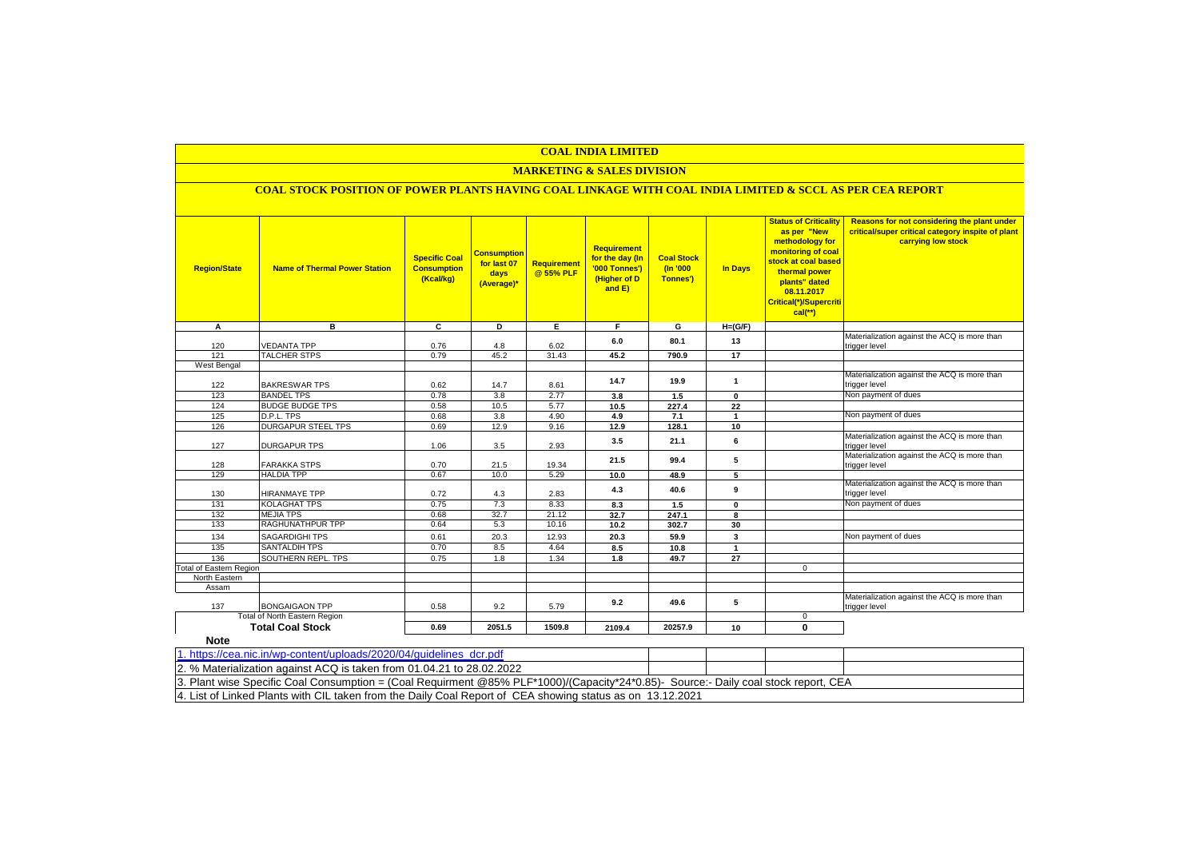# COAL INDIA LIMITED

## MARKETING & SALES DIVISION

### COAL STOCK POSITION OF POWER PLANTS HAVING COAL LINKAGE WITH COAL INDIA LIMITED & SCCL AS PER CEA REPORT

| Region/State | Name of Thermal Power Station | Specific Coal Consumption (Kcal/kg) | Consumption for last 07 days (Average)* | Requirement @ 55% PLF | Requirement for the day (In '000 Tonnes') (Higher of D and E) | Coal Stock (In '000 Tonnes') | In Days | Status of Criticality as per "New methodology for monitoring of coal stock at coal based thermal power plants" dated 08.11.2017 Critical(*)/Supercritical(**) | Reasons for not considering the plant under critical/super critical category inspite of plant carrying low stock |
|---|---|---|---|---|---|---|---|---|---|
| A | B | C | D | E | F | G | H=(G/F) | | |
| 120 | VEDANTA TPP | 0.76 | 4.8 | 6.02 | 6.0 | 80.1 | 13 | | Materialization against the ACQ is more than trigger level |
| 121 | TALCHER STPS | 0.79 | 45.2 | 31.43 | 45.2 | 790.9 | 17 | | |
| West Bengal | | | | | | | | | |
| 122 | BAKRESWAR TPS | 0.62 | 14.7 | 8.61 | 14.7 | 19.9 | 1 | | Materialization against the ACQ is more than trigger level |
| 123 | BANDEL TPS | 0.78 | 3.8 | 2.77 | 3.8 | 1.5 | 0 | | Non payment of dues |
| 124 | BUDGE BUDGE TPS | 0.58 | 10.5 | 5.77 | 10.5 | 227.4 | 22 | | |
| 125 | D.P.L. TPS | 0.68 | 3.8 | 4.90 | 4.9 | 7.1 | 1 | | Non payment of dues |
| 126 | DURGAPUR STEEL TPS | 0.69 | 12.9 | 9.16 | 12.9 | 128.1 | 10 | | |
| 127 | DURGAPUR TPS | 1.06 | 3.5 | 2.93 | 3.5 | 21.1 | 6 | | Materialization against the ACQ is more than trigger level |
| 128 | FARAKKA STPS | 0.70 | 21.5 | 19.34 | 21.5 | 99.4 | 5 | | Materialization against the ACQ is more than trigger level |
| 129 | HALDIA TPP | 0.67 | 10.0 | 5.29 | 10.0 | 48.9 | 5 | | |
| 130 | HIRANMAYE TPP | 0.72 | 4.3 | 2.83 | 4.3 | 40.6 | 9 | | Materialization against the ACQ is more than trigger level |
| 131 | KOLAGHAT TPS | 0.75 | 7.3 | 8.33 | 8.3 | 1.5 | 0 | | Non payment of dues |
| 132 | MEJIA TPS | 0.68 | 32.7 | 21.12 | 32.7 | 247.1 | 8 | | |
| 133 | RAGHUNATHPUR TPP | 0.64 | 5.3 | 10.16 | 10.2 | 302.7 | 30 | | |
| 134 | SAGARDIGHI TPS | 0.61 | 20.3 | 12.93 | 20.3 | 59.9 | 3 | | Non payment of dues |
| 135 | SANTALDIH TPS | 0.70 | 8.5 | 4.64 | 8.5 | 10.8 | 1 | | |
| 136 | SOUTHERN REPL. TPS | 0.75 | 1.8 | 1.34 | 1.8 | 49.7 | 27 | | |
| Total of Eastern Region | | | | | | | | 0 | |
| North Eastern | | | | | | | | | |
| Assam | | | | | | | | | |
| 137 | BONGAIGAON TPP | 0.58 | 9.2 | 5.79 | 9.2 | 49.6 | 5 | | Materialization against the ACQ is more than trigger level |
| Total of North Eastern Region | | | | | | | | 0 | |
| Total Coal Stock | | 0.69 | 2051.5 | 1509.8 | 2109.4 | 20257.9 | 10 | 0 | |

**Note**

1. https://cea.nic.in/wp-content/uploads/2020/04/guidelines_dcr.pdf
2. % Materialization against ACQ is taken from 01.04.21 to 28.02.2022
3. Plant wise Specific Coal Consumption = (Coal Requirment @85% PLF*1000)/(Capacity*24*0.85)- Source:- Daily coal stock report, CEA
4. List of Linked Plants with CIL taken from the Daily Coal Report of CEA showing status as on 13.12.2021